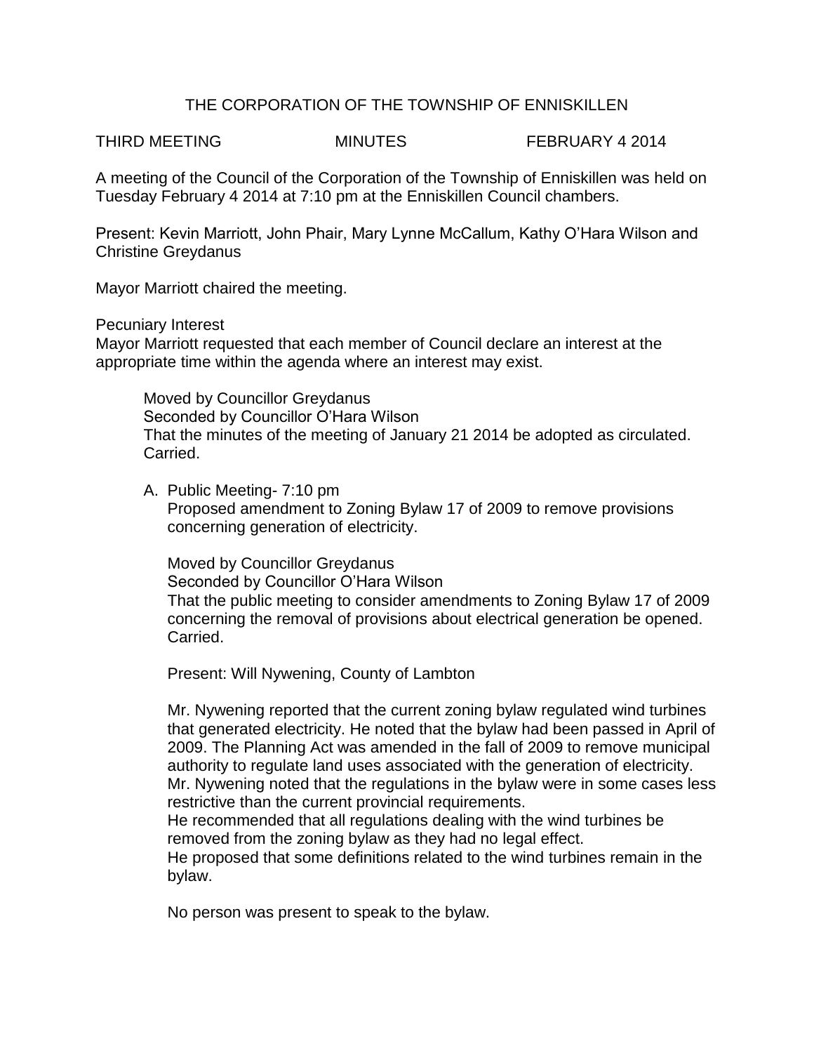THE CORPORATION OF THE TOWNSHIP OF ENNISKILLEN

THIRD MEETING MINUTES FEBRUARY 4 2014

A meeting of the Council of the Corporation of the Township of Enniskillen was held on Tuesday February 4 2014 at 7:10 pm at the Enniskillen Council chambers.

Present: Kevin Marriott, John Phair, Mary Lynne McCallum, Kathy O'Hara Wilson and Christine Greydanus

Mayor Marriott chaired the meeting.

Pecuniary Interest
Mayor Marriott requested that each member of Council declare an interest at the appropriate time within the agenda where an interest may exist.

> Moved by Councillor Greydanus
> Seconded by Councillor O'Hara Wilson
> That the minutes of the meeting of January 21 2014 be adopted as circulated.
> Carried.

A. Public Meeting- 7:10 pm
   Proposed amendment to Zoning Bylaw 17 of 2009 to remove provisions concerning generation of electricity.

   Moved by Councillor Greydanus
   Seconded by Councillor O'Hara Wilson
   That the public meeting to consider amendments to Zoning Bylaw 17 of 2009 concerning the removal of provisions about electrical generation be opened.
   Carried.

   Present: Will Nywening, County of Lambton

   Mr. Nywening reported that the current zoning bylaw regulated wind turbines that generated electricity. He noted that the bylaw had been passed in April of 2009. The Planning Act was amended in the fall of 2009 to remove municipal authority to regulate land uses associated with the generation of electricity. Mr. Nywening noted that the regulations in the bylaw were in some cases less restrictive than the current provincial requirements.
   He recommended that all regulations dealing with the wind turbines be removed from the zoning bylaw as they had no legal effect.
   He proposed that some definitions related to the wind turbines remain in the bylaw.

   No person was present to speak to the bylaw.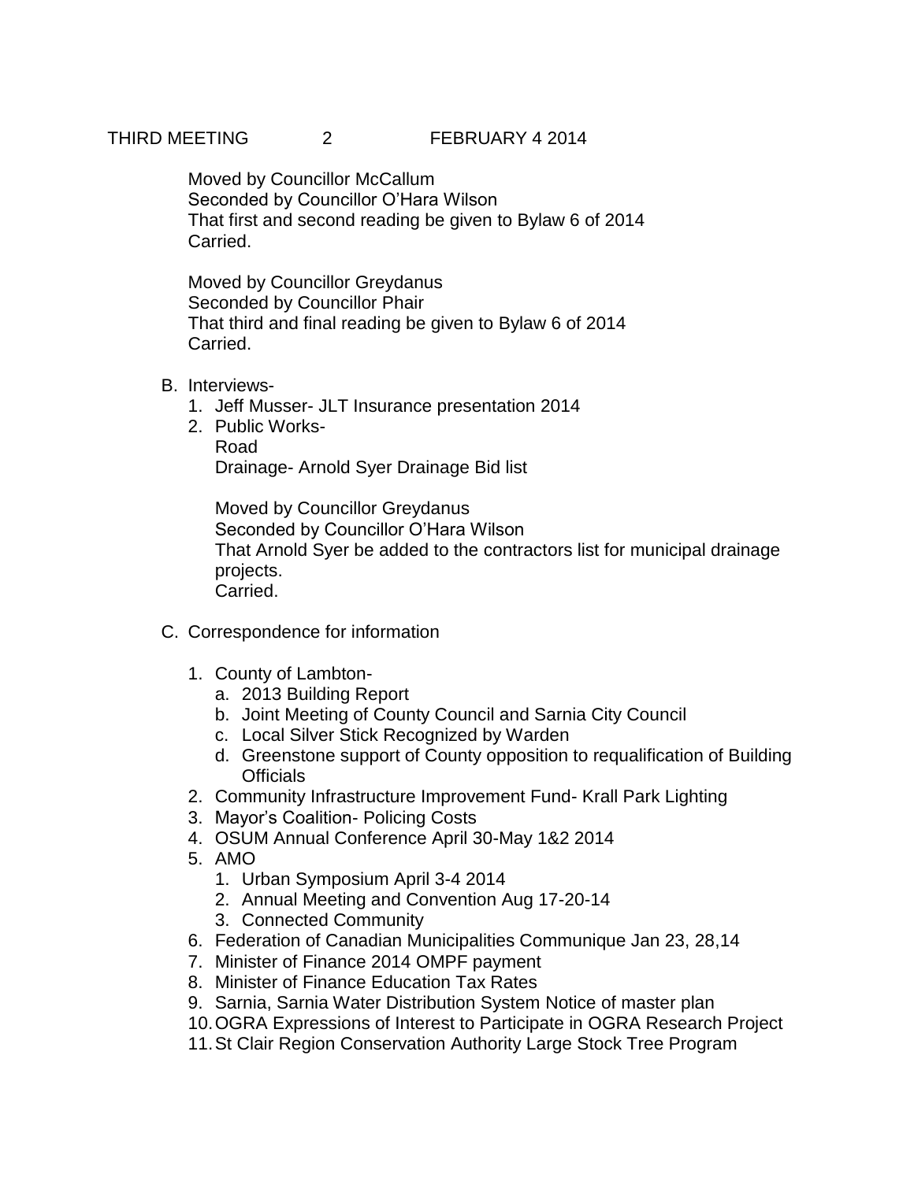Moved by Councillor McCallum
Seconded by Councillor O'Hara Wilson
That first and second reading be given to Bylaw 6 of 2014
Carried.

Moved by Councillor Greydanus
Seconded by Councillor Phair
That third and final reading be given to Bylaw 6 of 2014
Carried.

B. Interviews-
   1. Jeff Musser- JLT Insurance presentation 2014
   2. Public Works-
      Road
      Drainage- Arnold Syer Drainage Bid list

      Moved by Councillor Greydanus
      Seconded by Councillor O'Hara Wilson
      That Arnold Syer be added to the contractors list for municipal drainage projects.
      Carried.

C. Correspondence for information

   1. County of Lambton-
      a. 2013 Building Report
      b. Joint Meeting of County Council and Sarnia City Council
      c. Local Silver Stick Recognized by Warden
      d. Greenstone support of County opposition to requalification of Building Officials
   2. Community Infrastructure Improvement Fund- Krall Park Lighting
   3. Mayor's Coalition- Policing Costs
   4. OSUM Annual Conference April 30-May 1&2 2014
   5. AMO
      1. Urban Symposium April 3-4 2014
      2. Annual Meeting and Convention Aug 17-20-14
      3. Connected Community
   6. Federation of Canadian Municipalities Communique Jan 23, 28,14
   7. Minister of Finance 2014 OMPF payment
   8. Minister of Finance Education Tax Rates
   9. Sarnia, Sarnia Water Distribution System Notice of master plan
   10. OGRA Expressions of Interest to Participate in OGRA Research Project
   11. St Clair Region Conservation Authority Large Stock Tree Program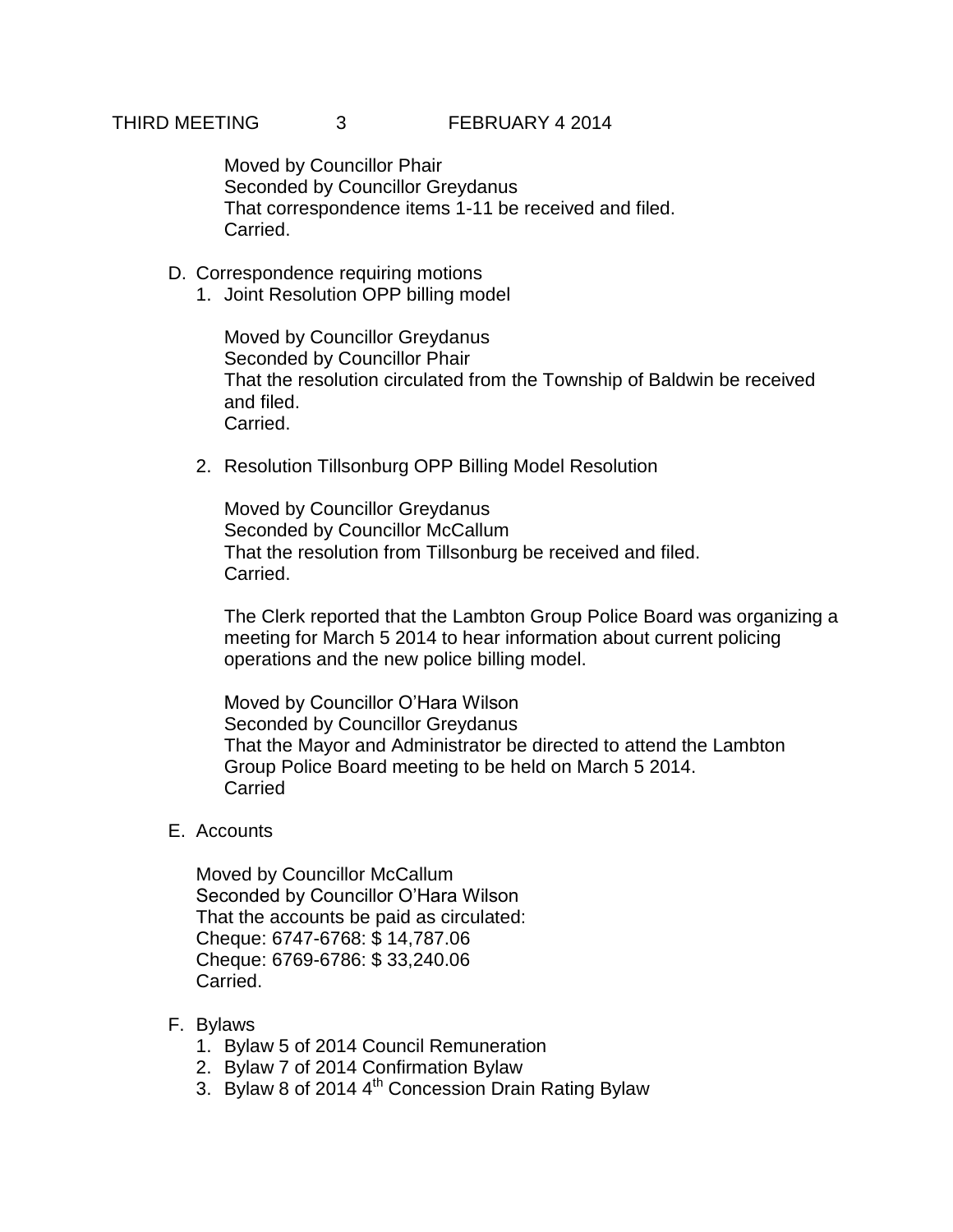Moved by Councillor Phair
Seconded by Councillor Greydanus
That correspondence items 1-11 be received and filed.
Carried.

D. Correspondence requiring motions

1. Joint Resolution OPP billing model

   Moved by Councillor Greydanus
   Seconded by Councillor Phair
   That the resolution circulated from the Township of Baldwin be received and filed.
   Carried.

2. Resolution Tillsonburg OPP Billing Model Resolution

   Moved by Councillor Greydanus
   Seconded by Councillor McCallum
   That the resolution from Tillsonburg be received and filed.
   Carried.

   The Clerk reported that the Lambton Group Police Board was organizing a meeting for March 5 2014 to hear information about current policing operations and the new police billing model.

   Moved by Councillor O'Hara Wilson
   Seconded by Councillor Greydanus
   That the Mayor and Administrator be directed to attend the Lambton Group Police Board meeting to be held on March 5 2014.
   Carried

E. Accounts

Moved by Councillor McCallum
Seconded by Councillor O'Hara Wilson
That the accounts be paid as circulated:
Cheque: 6747-6768: $ 14,787.06
Cheque: 6769-6786: $ 33,240.06
Carried.

F. Bylaws

1. Bylaw 5 of 2014 Council Remuneration
2. Bylaw 7 of 2014 Confirmation Bylaw
3. Bylaw 8 of 2014 4th Concession Drain Rating Bylaw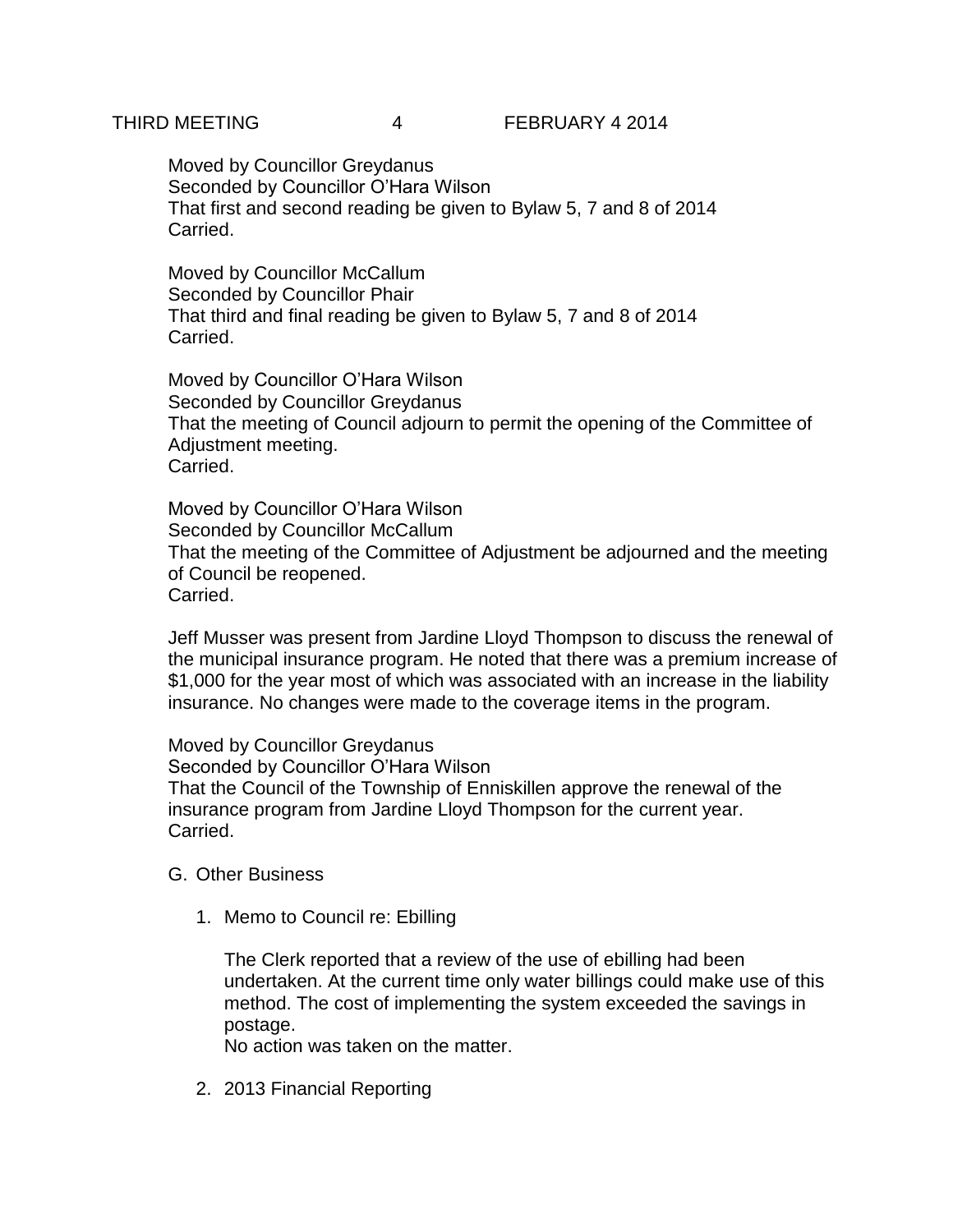Moved by Councillor Greydanus
Seconded by Councillor O'Hara Wilson
That first and second reading be given to Bylaw 5, 7 and 8 of 2014
Carried.

Moved by Councillor McCallum
Seconded by Councillor Phair
That third and final reading be given to Bylaw 5, 7 and 8 of 2014
Carried.

Moved by Councillor O'Hara Wilson
Seconded by Councillor Greydanus
That the meeting of Council adjourn to permit the opening of the Committee of Adjustment meeting.
Carried.

Moved by Councillor O'Hara Wilson
Seconded by Councillor McCallum
That the meeting of the Committee of Adjustment be adjourned and the meeting of Council be reopened.
Carried.

Jeff Musser was present from Jardine Lloyd Thompson to discuss the renewal of the municipal insurance program. He noted that there was a premium increase of $1,000 for the year most of which was associated with an increase in the liability insurance. No changes were made to the coverage items in the program.

Moved by Councillor Greydanus
Seconded by Councillor O'Hara Wilson
That the Council of the Township of Enniskillen approve the renewal of the insurance program from Jardine Lloyd Thompson for the current year.
Carried.

G. Other Business

1. Memo to Council re: Ebilling

   The Clerk reported that a review of the use of ebilling had been undertaken. At the current time only water billings could make use of this method. The cost of implementing the system exceeded the savings in postage.
   No action was taken on the matter.

2. 2013 Financial Reporting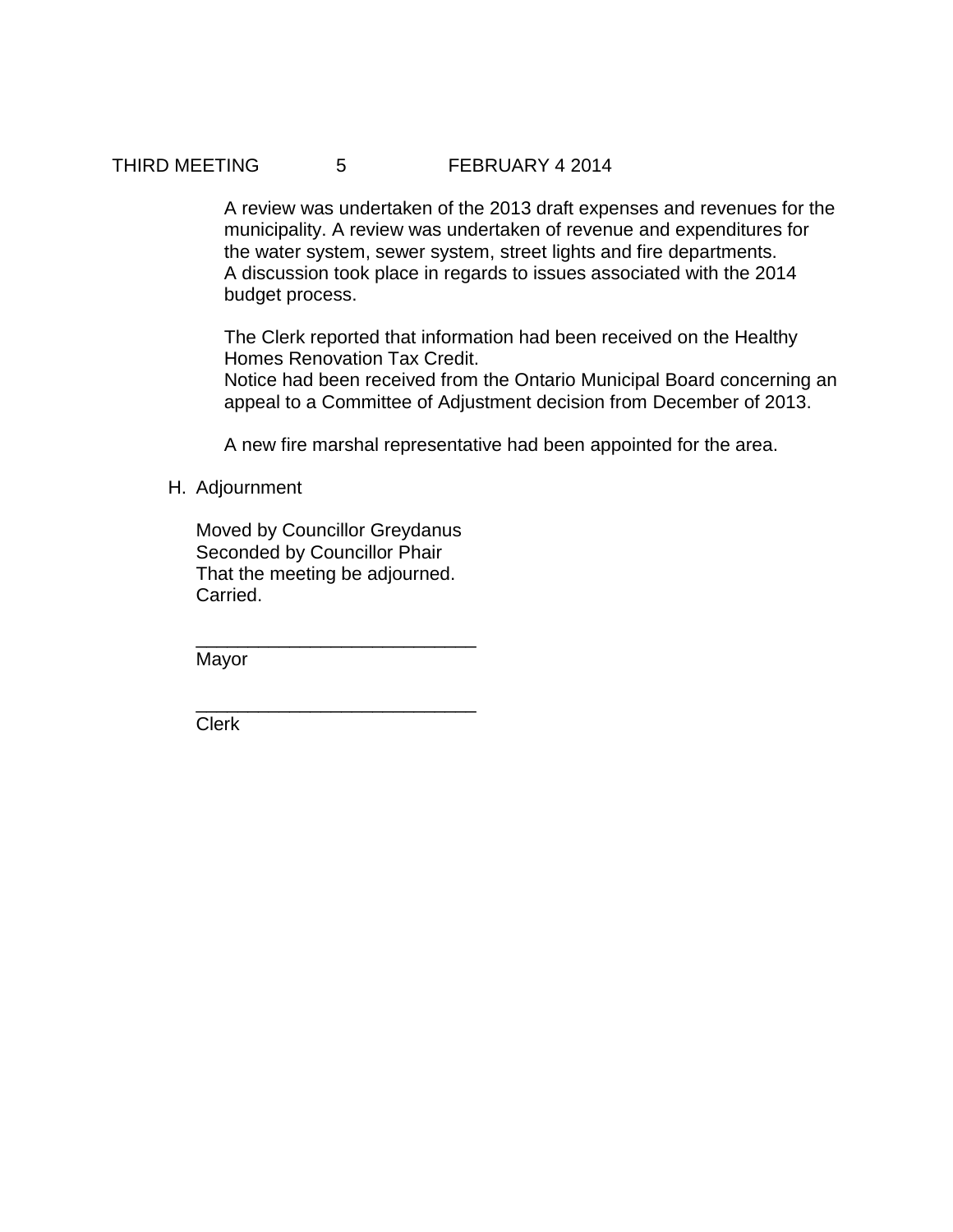A review was undertaken of the 2013 draft expenses and revenues for the municipality. A review was undertaken of revenue and expenditures for the water system, sewer system, street lights and fire departments. A discussion took place in regards to issues associated with the 2014 budget process.

The Clerk reported that information had been received on the Healthy Homes Renovation Tax Credit. Notice had been received from the Ontario Municipal Board concerning an appeal to a Committee of Adjustment decision from December of 2013.

A new fire marshal representative had been appointed for the area.

H. Adjournment

Moved by Councillor Greydanus
Seconded by Councillor Phair
That the meeting be adjourned.
Carried.

___________________________
Mayor

___________________________
Clerk